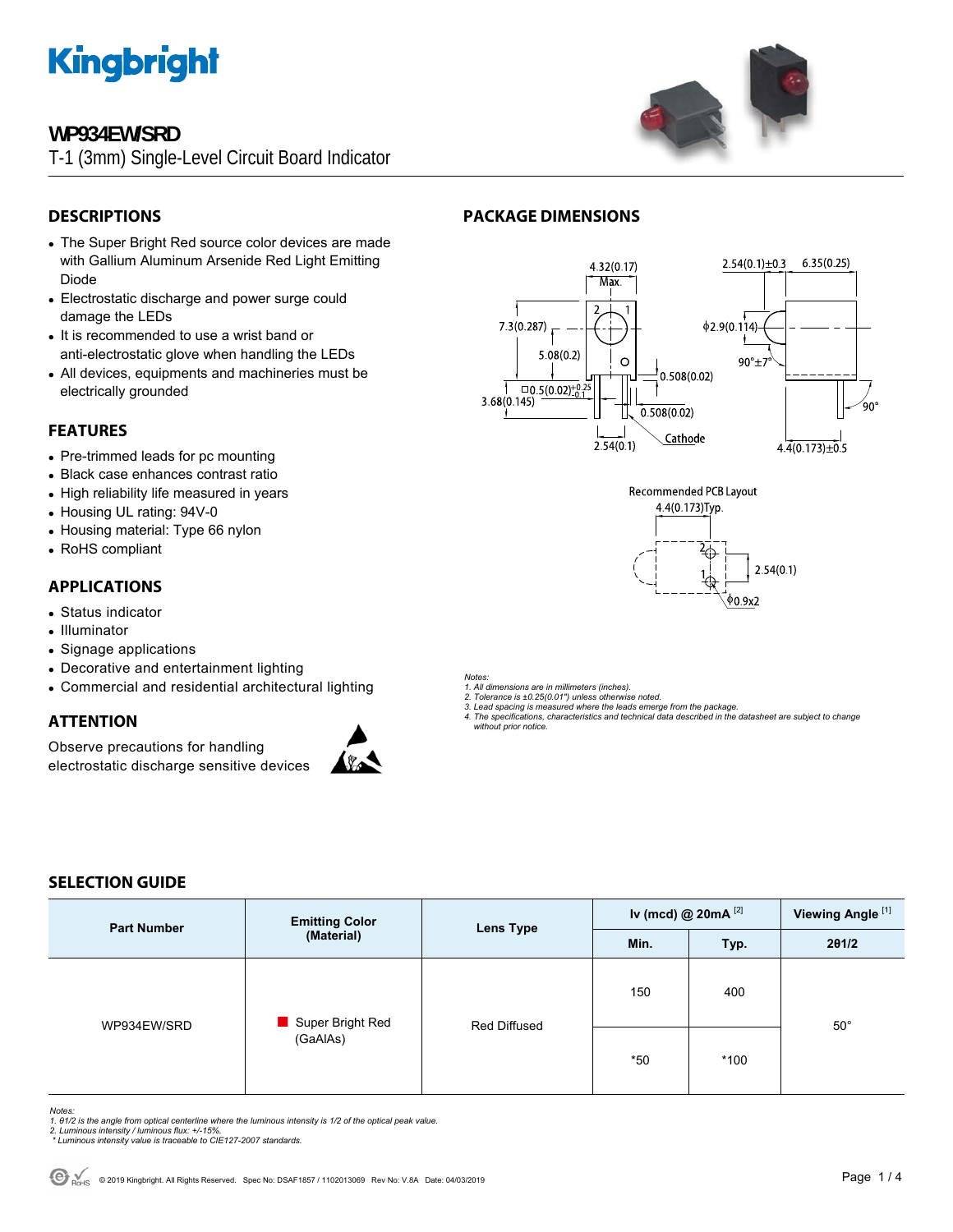# Kingbright

## WP934EW/SRD

T-1 (3mm) Single-Level Circuit Board Indicator

## DESCRIPTIONS

- The Super Bright Red source color devices are made with Gallium Aluminum Arsenide Red Light Emitting Diode
- Electrostatic discharge and power surge could damage the LEDs
- It is recommended to use a wrist band or anti-electrostatic glove when handling the LEDs
- All devices, equipments and machineries must be electrically grounded

## FEATURES

- Pre-trimmed leads for pc mounting
- Black case enhances contrast ratio
- High reliability life measured in years
- Housing UL rating: 94V-0
- Housing material: Type 66 nylon
- RoHS compliant

## APPLICATIONS

- Status indicator
- Illuminator
- Signage applications
- Decorative and entertainment lighting
- Commercial and residential architectural lighting

## ATTENTION

Observe precautions for handling electrostatic discharge sensitive devices

## PACKAGE DIMENSIONS

Recommended PCB Layout

*Notes:*
*1. All dimensions are in millimeters (inches).*
*2. Tolerance is ±0.25(0.01") unless otherwise noted.*
*3. Lead spacing is measured where the leads emerge from the package.*
*4. The specifications, characteristics and technical data described in the datasheet are subject to change without prior notice.*

## SELECTION GUIDE

| Part Number | Emitting Color (Material) | Lens Type | Iv (mcd) @ 20mA [2] | | Viewing Angle [1] |
|---|---|---|---|---|---|
| | | | Min. | Typ. | 2θ1/2 |
| WP934EW/SRD | Super Bright Red (GaAlAs) | Red Diffused | 150 | 400 | 50° |
| | | | *50 | *100 | |

*Notes:*
*1. θ1/2 is the angle from optical centerline where the luminous intensity is 1/2 of the optical peak value.*
*2. Luminous intensity / luminous flux: +/-15%.*
*\* Luminous intensity value is traceable to CIE127-2007 standards.*

© 2019 Kingbright. All Rights Reserved. Spec No: DSAF1857 / 1102013069 Rev No: V.8A Date: 04/03/2019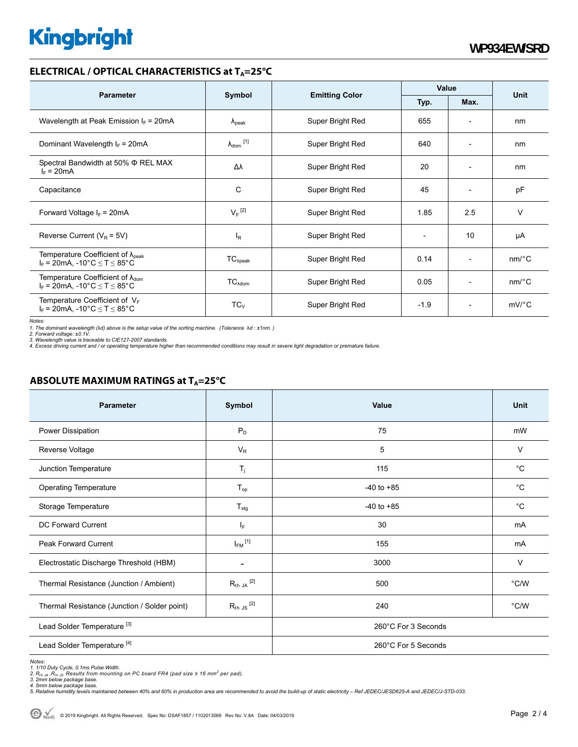## ELECTRICAL / OPTICAL CHARACTERISTICS at $T_A$=25°C

| Parameter | Symbol | Emitting Color | Value | | Unit |
|---|---|---|---|---|---|
| | | | Typ. | Max. | |
| Wavelength at Peak Emission $I_F$ = 20mA | $\lambda_{peak}$ | Super Bright Red | 655 | - | nm |
| Dominant Wavelength $I_F$ = 20mA | $\lambda_{dom}$ [1] | Super Bright Red | 640 | - | nm |
| Spectral Bandwidth at 50% Φ REL MAX $I_F$ = 20mA | Δλ | Super Bright Red | 20 | - | nm |
| Capacitance | C | Super Bright Red | 45 | - | pF |
| Forward Voltage $I_F$ = 20mA | $V_F$ [2] | Super Bright Red | 1.85 | 2.5 | V |
| Reverse Current ($V_R$ = 5V) | $I_R$ | Super Bright Red | - | 10 | µA |
| Temperature Coefficient of $\lambda_{peak}$ $I_F$ = 20mA, -10°C ≤ T ≤ 85°C | $TC_{\lambda peak}$ | Super Bright Red | 0.14 | - | nm/°C |
| Temperature Coefficient of $\lambda_{dom}$ $I_F$ = 20mA, -10°C ≤ T ≤ 85°C | $TC_{\lambda dom}$ | Super Bright Red | 0.05 | - | nm/°C |
| Temperature Coefficient of $V_F$ $I_F$ = 20mA, -10°C ≤ T ≤ 85°C | $TC_V$ | Super Bright Red | -1.9 | - | mV/°C |

*Notes:*
*1. The dominant wavelength (λd) above is the setup value of the sorting machine. (Tolerance λd : ±1nm. )*
*2. Forward voltage: ±0.1V.*
*3. Wavelength value is traceable to CIE127-2007 standards.*
*4. Excess driving current and / or operating temperature higher than recommended conditions may result in severe light degradation or premature failure.*

## ABSOLUTE MAXIMUM RATINGS at $T_A$=25°C

| Parameter | Symbol | Value | Unit |
|---|---|---|---|
| Power Dissipation | $P_D$ | 75 | mW |
| Reverse Voltage | $V_R$ | 5 | V |
| Junction Temperature | $T_j$ | 115 | °C |
| Operating Temperature | $T_{op}$ | -40 to +85 | °C |
| Storage Temperature | $T_{stg}$ | -40 to +85 | °C |
| DC Forward Current | $I_F$ | 30 | mA |
| Peak Forward Current | $I_{FM}$ [1] | 155 | mA |
| Electrostatic Discharge Threshold (HBM) | - | 3000 | V |
| Thermal Resistance (Junction / Ambient) | $R_{th\ JA}$ [2] | 500 | °C/W |
| Thermal Resistance (Junction / Solder point) | $R_{th\ JS}$ [2] | 240 | °C/W |
| Lead Solder Temperature [3] | | 260°C For 3 Seconds | |
| Lead Solder Temperature [4] | | 260°C For 5 Seconds | |

*Notes:*
*1. 1/10 Duty Cycle, 0.1ms Pulse Width.*
*2. $R_{th\ JA}$ ,$R_{th\ JS}$ Results from mounting on PC board FR4 (pad size ≥ 16 mm² per pad).*
*3. 2mm below package base.*
*4. 5mm below package base.*
*5. Relative humidity levels maintained between 40% and 60% in production area are recommended to avoid the build-up of static electricity – Ref JEDEC/JESD625-A and JEDEC/J-STD-033.*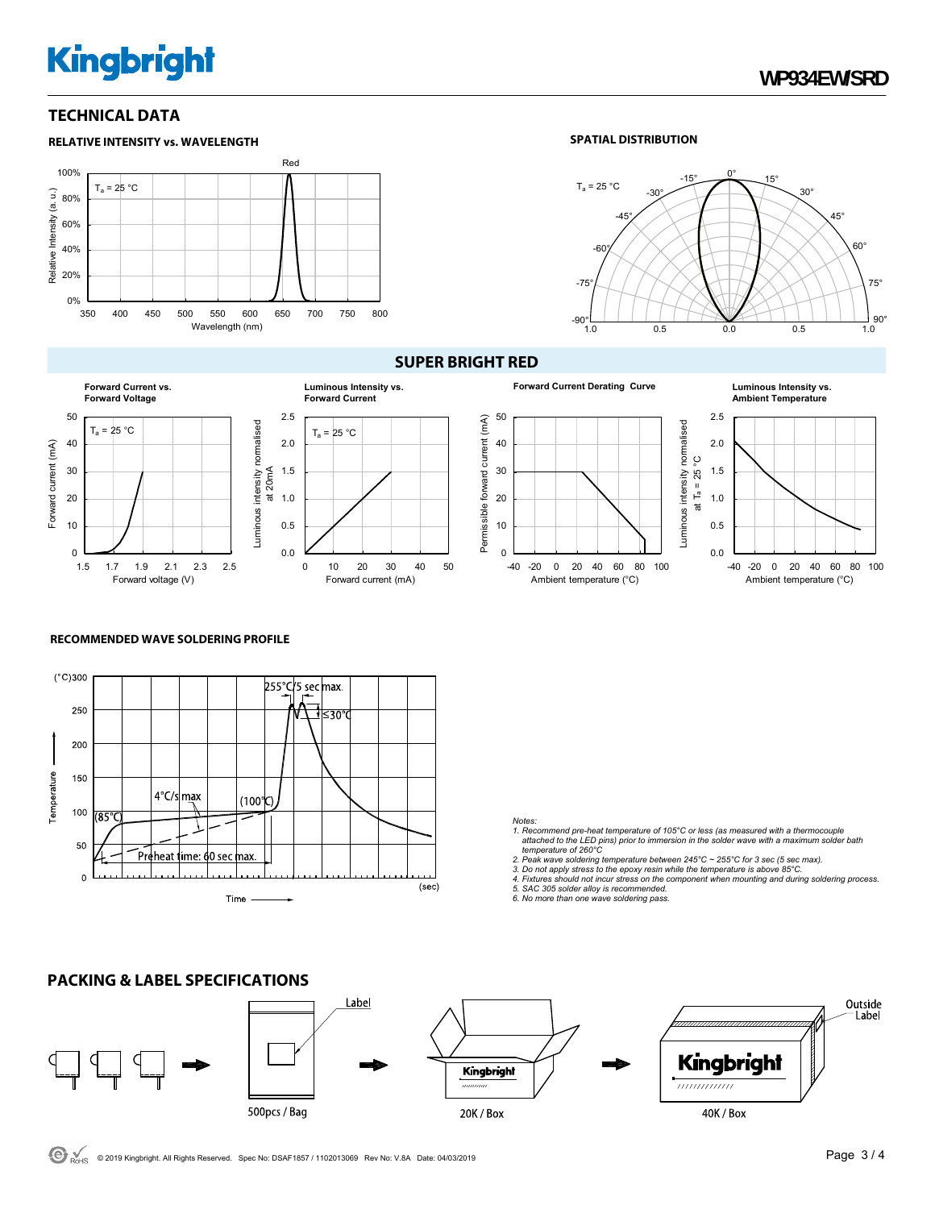## TECHNICAL DATA

### RELATIVE INTENSITY vs. WAVELENGTH

### SPATIAL DISTRIBUTION

## SUPER BRIGHT RED

**Forward Current vs. Forward Voltage**

**Luminous Intensity vs. Forward Current**

**Forward Current Derating Curve**

**Luminous Intensity vs. Ambient Temperature**

### RECOMMENDED WAVE SOLDERING PROFILE

*Notes:*
1. *Recommend pre-heat temperature of 105°C or less (as measured with a thermocouple attached to the LED pins) prior to immersion in the solder wave with a maximum solder bath temperature of 260°C*
2. *Peak wave soldering temperature between 245°C ~ 255°C for 3 sec (5 sec max).*
3. *Do not apply stress to the epoxy resin while the temperature is above 85°C.*
4. *Fixtures should not incur stress on the component when mounting and during soldering process.*
5. *SAC 305 solder alloy is recommended.*
6. *No more than one wave soldering pass.*

## PACKING & LABEL SPECIFICATIONS

500pcs / Bag → 20K / Box → 40K / Box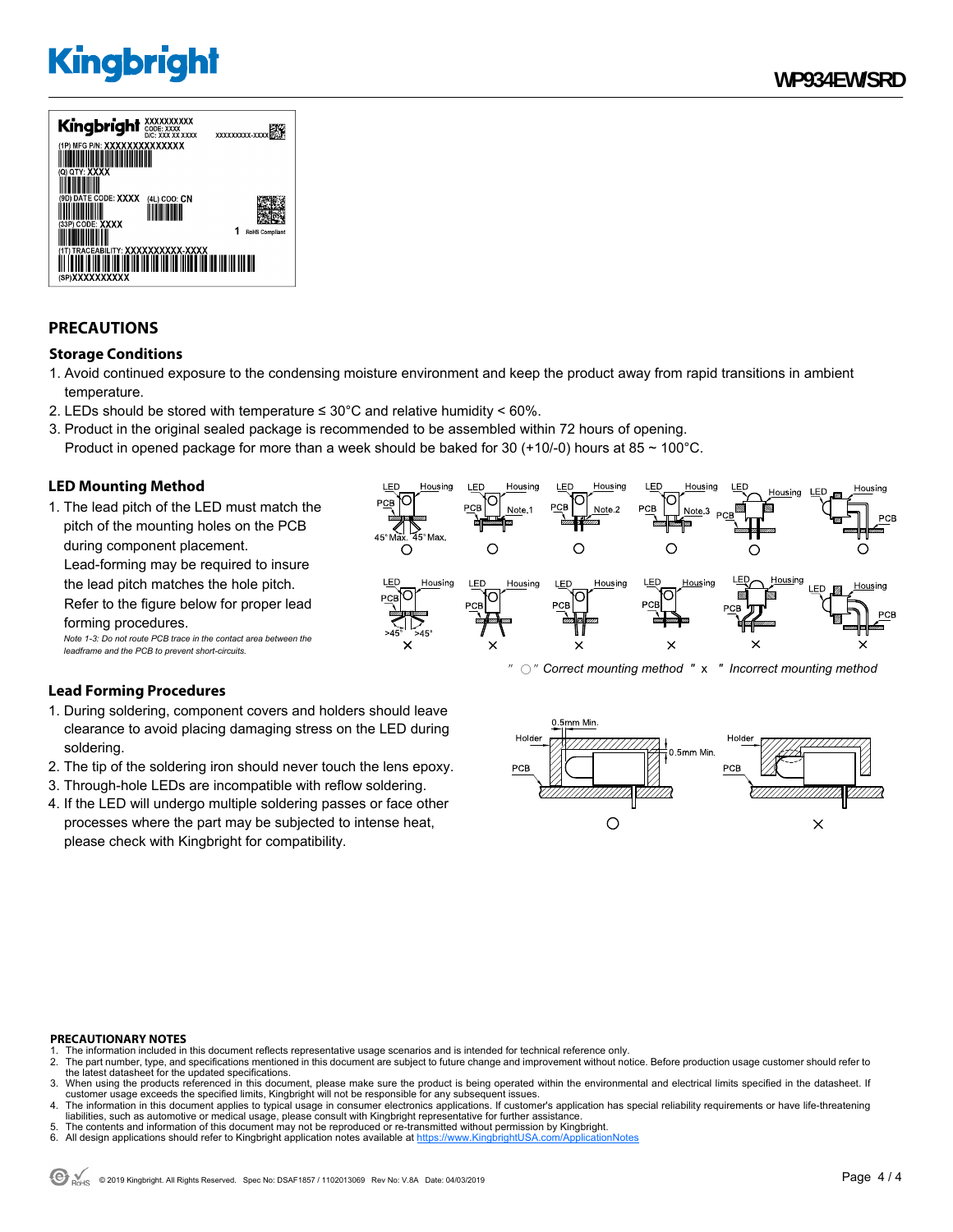## PRECAUTIONS

### Storage Conditions

1. Avoid continued exposure to the condensing moisture environment and keep the product away from rapid transitions in ambient temperature.
2. LEDs should be stored with temperature ≤ 30°C and relative humidity < 60%.
3. Product in the original sealed package is recommended to be assembled within 72 hours of opening.
   Product in opened package for more than a week should be baked for 30 (+10/-0) hours at 85 ~ 100°C.

### LED Mounting Method

1. The lead pitch of the LED must match the pitch of the mounting holes on the PCB during component placement.
   Lead-forming may be required to insure the lead pitch matches the hole pitch.
   Refer to the figure below for proper lead forming procedures.
   *Note 1-3: Do not route PCB trace in the contact area between the leadframe and the PCB to prevent short-circuits.*

LED Housing PCB 45° Max. 45° Max. Note.1 Note.2 Note.3 >45° >45°

*" ○ " Correct mounting method " x " Incorrect mounting method*

### Lead Forming Procedures

1. During soldering, component covers and holders should leave clearance to avoid placing damaging stress on the LED during soldering.
2. The tip of the soldering iron should never touch the lens epoxy.
3. Through-hole LEDs are incompatible with reflow soldering.
4. If the LED will undergo multiple soldering passes or face other processes where the part may be subjected to intense heat, please check with Kingbright for compatibility.

0.5mm Min. Holder PCB 0.5mm Min. Holder PCB

### PRECAUTIONARY NOTES

1. The information included in this document reflects representative usage scenarios and is intended for technical reference only.
2. The part number, type, and specifications mentioned in this document are subject to future change and improvement without notice. Before production usage customer should refer to the latest datasheet for the updated specifications.
3. When using the products referenced in this document, please make sure the product is being operated within the environmental and electrical limits specified in the datasheet. If customer usage exceeds the specified limits, Kingbright will not be responsible for any subsequent issues.
4. The information in this document applies to typical usage in consumer electronics applications. If customer's application has special reliability requirements or have life-threatening liabilities, such as automotive or medical usage, please consult with Kingbright representative for further assistance.
5. The contents and information of this document may not be reproduced or re-transmitted without permission by Kingbright.
6. All design applications should refer to Kingbright application notes available at https://www.KingbrightUSA.com/ApplicationNotes

© 2019 Kingbright. All Rights Reserved. Spec No: DSAF1857 / 1102013069 Rev No: V.8A Date: 04/03/2019